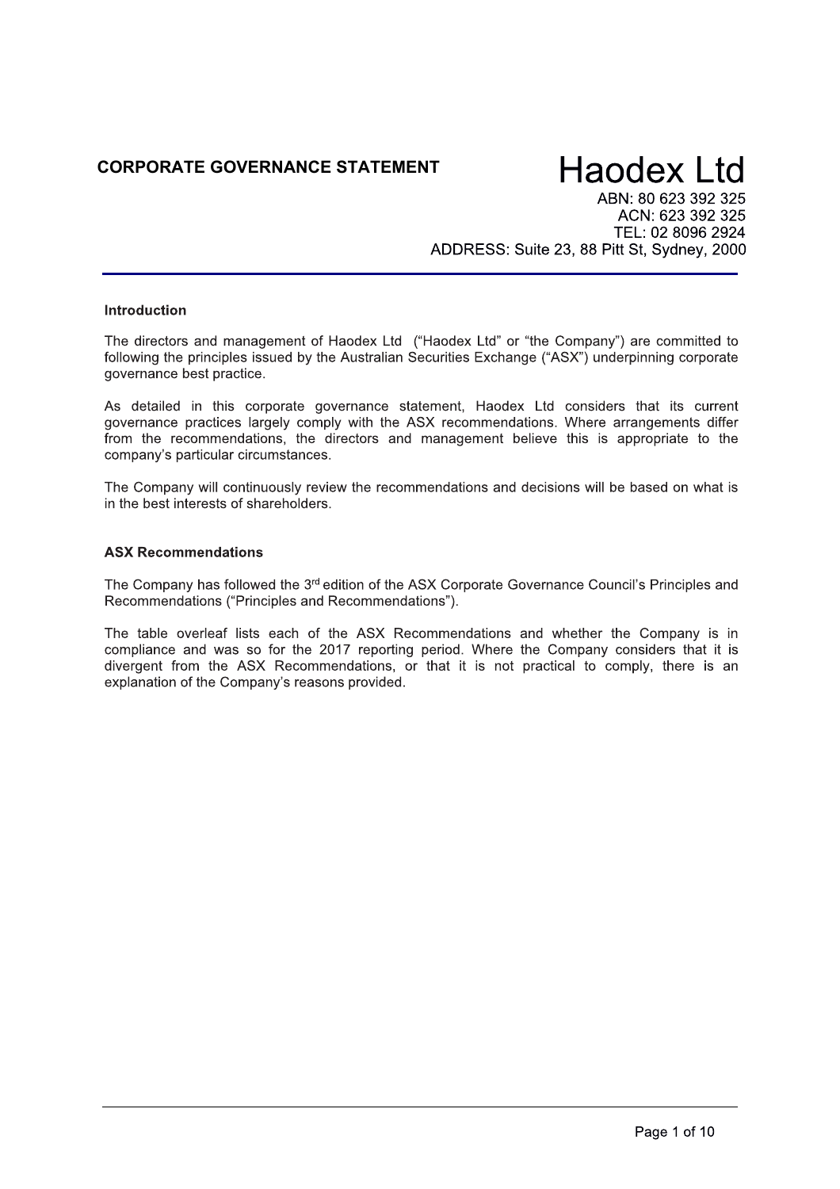**CORPORATE GOVERNANCE STATEMENT**

# Haodex Ltd

ABN: 80 623 392 325
ACN: 623 392 325
TEL: 02 8096 2924
ADDRESS: Suite 23, 88 Pitt St, Sydney, 2000

---

## Introduction

The directors and management of Haodex Ltd ("Haodex Ltd" or "the Company") are committed to following the principles issued by the Australian Securities Exchange ("ASX") underpinning corporate governance best practice.

As detailed in this corporate governance statement, Haodex Ltd considers that its current governance practices largely comply with the ASX recommendations. Where arrangements differ from the recommendations, the directors and management believe this is appropriate to the company's particular circumstances.

The Company will continuously review the recommendations and decisions will be based on what is in the best interests of shareholders.

## ASX Recommendations

The Company has followed the 3rd edition of the ASX Corporate Governance Council's Principles and Recommendations ("Principles and Recommendations").

The table overleaf lists each of the ASX Recommendations and whether the Company is in compliance and was so for the 2017 reporting period. Where the Company considers that it is divergent from the ASX Recommendations, or that it is not practical to comply, there is an explanation of the Company's reasons provided.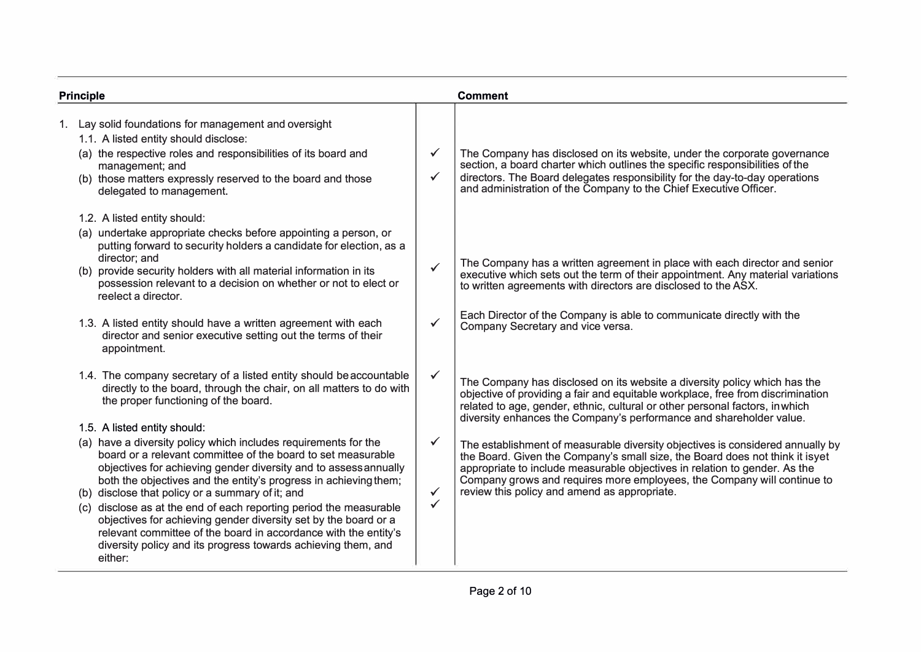| Principle | | Comment |
|---|---|---|
| 1. Lay solid foundations for management and oversight | | |
| 1.1. A listed entity should disclose:<br>(a) the respective roles and responsibilities of its board and management; and<br>(b) those matters expressly reserved to the board and those delegated to management. | ✓<br>✓ | The Company has disclosed on its website, under the corporate governance section, a board charter which outlines the specific responsibilities of the directors. The Board delegates responsibility for the day-to-day operations and administration of the Company to the Chief Executive Officer. |
| 1.2. A listed entity should:<br>(a) undertake appropriate checks before appointing a person, or putting forward to security holders a candidate for election, as a director; and<br>(b) provide security holders with all material information in its possession relevant to a decision on whether or not to elect or reelect a director. | ✓ | The Company has a written agreement in place with each director and senior executive which sets out the term of their appointment. Any material variations to written agreements with directors are disclosed to the ASX. |
| 1.3. A listed entity should have a written agreement with each director and senior executive setting out the terms of their appointment. | ✓ | Each Director of the Company is able to communicate directly with the Company Secretary and vice versa. |
| 1.4. The company secretary of a listed entity should be accountable directly to the board, through the chair, on all matters to do with the proper functioning of the board. | ✓ | The Company has disclosed on its website a diversity policy which has the objective of providing a fair and equitable workplace, free from discrimination related to age, gender, ethnic, cultural or other personal factors, in which diversity enhances the Company's performance and shareholder value. |
| 1.5. A listed entity should:<br>(a) have a diversity policy which includes requirements for the board or a relevant committee of the board to set measurable objectives for achieving gender entity and to assess annually both the objectives and the entity's progress in achieving them;<br>(b) disclose that policy or a summary of it; and<br>(c) disclose as at the end of each reporting period the measurable objectives for achieving gender diversity set by the board or a relevant committee of the board in accordance with the entity's diversity policy and its progress towards achieving them, and either: | ✓<br>✓<br>✓ | The establishment of measurable diversity objectives is considered annually by the Board. Given the Company's small size, the Board does not think it is yet appropriate to include measurable objectives in relation to gender. As the Company grows and requires more employees, the Company will continue to review this policy and amend as appropriate. |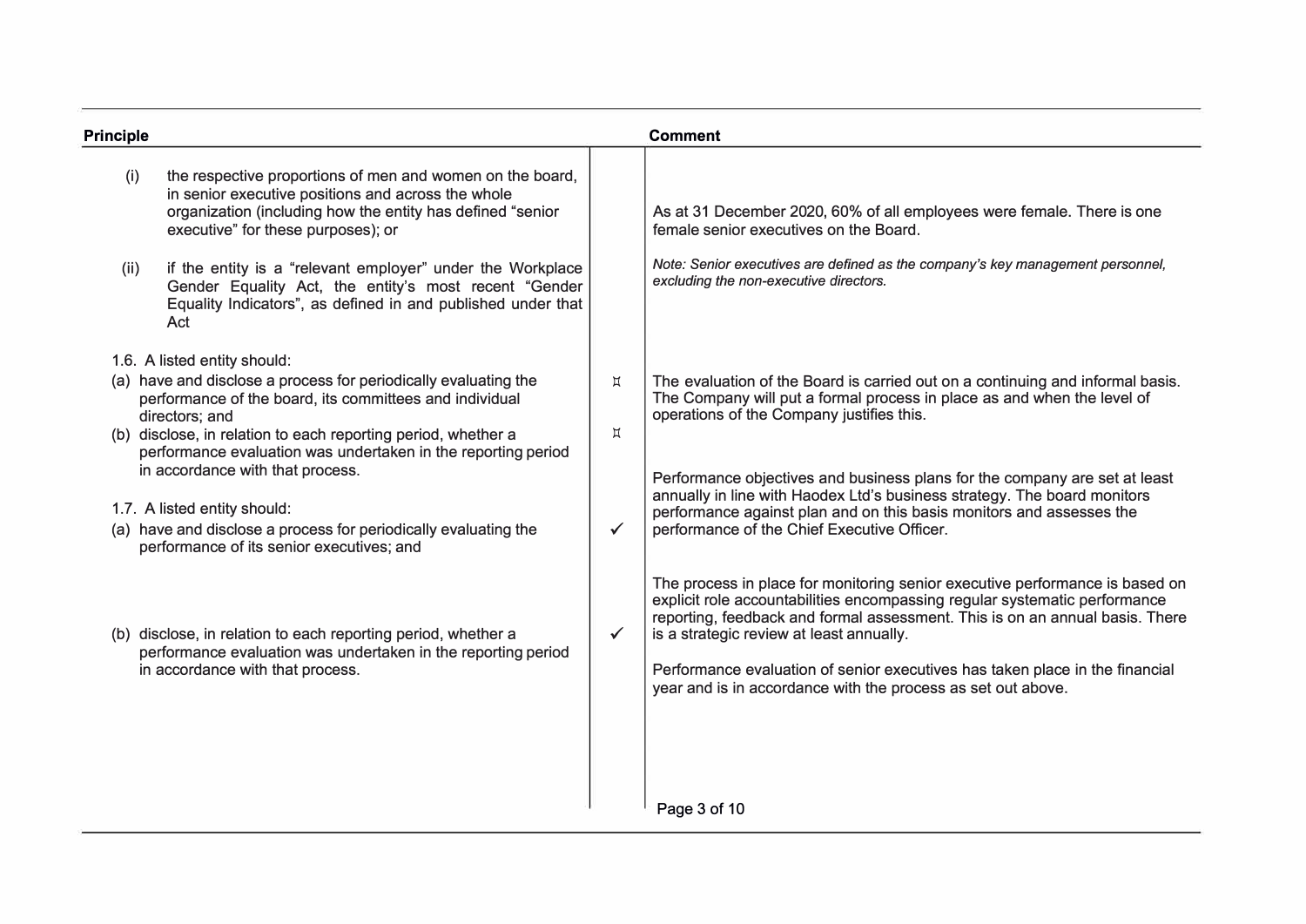| Principle | | Comment |
|---|---|---|
| (i) the respective proportions of men and women on the board, in senior executive positions and across the whole organization (including how the entity has defined "senior executive" for these purposes); or | | As at 31 December 2020, 60% of all employees were female. There is one female senior executives on the Board. |
| (ii) if the entity is a "relevant employer" under the Workplace Gender Equality Act, the entity's most recent "Gender Equality Indicators", as defined in and published under that Act | | *Note: Senior executives are defined as the company's key management personnel, excluding the non-executive directors.* |
| 1.6. A listed entity should:<br>(a) have and disclose a process for periodically evaluating the performance of the board, its committees and individual directors; and | ⌑ | The evaluation of the Board is carried out on a continuing and informal basis. The Company will put a formal process in place as and when the level of operations of the Company justifies this. |
| (b) disclose, in relation to each reporting period, whether a performance evaluation was undertaken in the reporting period in accordance with that process. | ⌑ | |
| 1.7. A listed entity should:<br>(a) have and disclose a process for periodically evaluating the performance of its senior executives; and | ✓ | Performance objectives and business plans for the company are set at least annually in line with Haodex Ltd's business strategy. The board monitors performance against plan and on this basis monitors and assesses the performance of the Chief Executive Officer. |
| (b) disclose, in relation to each reporting period, whether a performance evaluation was undertaken in the reporting period in accordance with that process. | ✓ | The process in place for monitoring senior executive performance is based on explicit role accountabilities encompassing regular systematic performance reporting, feedback and formal assessment. This is on an annual basis. There is a strategic review at least annually.<br><br>Performance evaluation of senior executives has taken place in the financial year and is in accordance with the process as set out above. |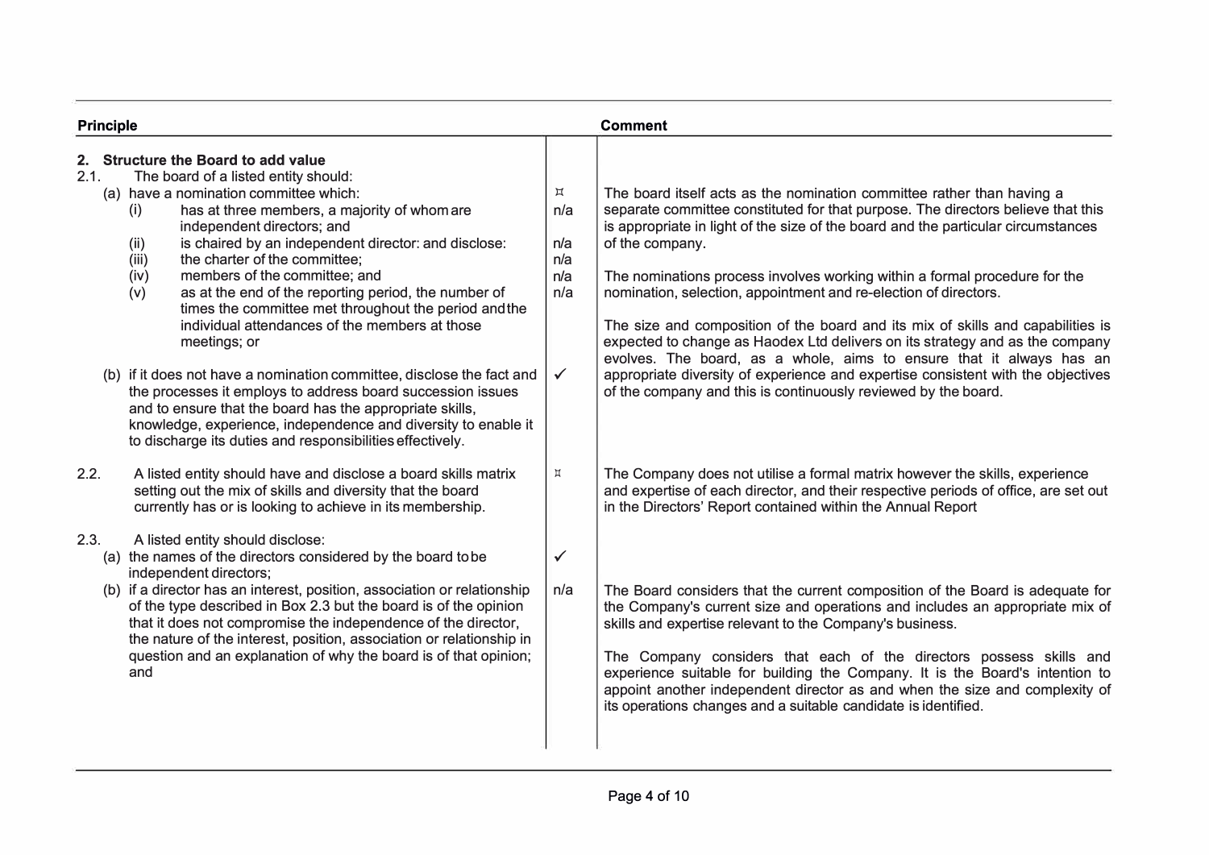| Principle | | Comment |
|---|---|---|
| **2. Structure the Board to add value** | | |
| 2.1. The board of a listed entity should: | | |
| (a) have a nomination committee which: | ⌑ | The board itself acts as the nomination committee rather than having a separate committee constituted for that purpose. The directors believe that this is appropriate in light of the size of the board and the particular circumstances of the company. |
| (i) has at three members, a majority of whom are independent directors; and | n/a | |
| (ii) is chaired by an independent director: and disclose: | n/a | |
| (iii) the charter of the committee; | n/a | |
| (iv) members of the committee; and | n/a | The nominations process involves working within a formal procedure for the nomination, selection, appointment and re-election of directors. |
| (v) as at the end of the reporting period, the number of times the committee met throughout the period and the individual attendances of the members at those meetings; or | n/a | The size and composition of the board and its mix of skills and capabilities is expected to change as Haodex Ltd delivers on its strategy and as the company evolves. The board, as a whole, aims to ensure that it always has an appropriate diversity of experience and expertise consistent with the objectives of the company and this is continuously reviewed by the board. |
| (b) if it does not have a nomination committee, disclose the fact and the processes it employs to address board succession issues and to ensure that the board has the appropriate skills, knowledge, experience, independence and diversity to enable it to discharge its duties and responsibilities effectively. | ✓ | |
| 2.2. A listed entity should have and disclose a board skills matrix setting out the mix of skills and diversity that the board currently has or is looking to achieve in its membership. | ⌑ | The Company does not utilise a formal matrix however the skills, experience and expertise of each director, and their respective periods of office, are set out in the Directors' Report contained within the Annual Report |
| 2.3. A listed entity should disclose: | | |
| (a) the names of the directors considered by the board to be independent directors; | ✓ | |
| (b) if a director has an interest, position, association or relationship of the type described in Box 2.3 but the board is of the opinion that it does not compromise the independence of the director, the nature of the interest, position, association or relationship in question and an explanation of why the board is of that opinion; and | n/a | The Board considers that the current composition of the Board is adequate for the Company's current size and operations and includes an appropriate mix of skills and expertise relevant to the Company's business.<br><br>The Company considers that each of the directors possess skills and experience suitable for building the Company. It is the Board's intention to appoint another independent director as and when the size and complexity of its operations changes and a suitable candidate is identified. |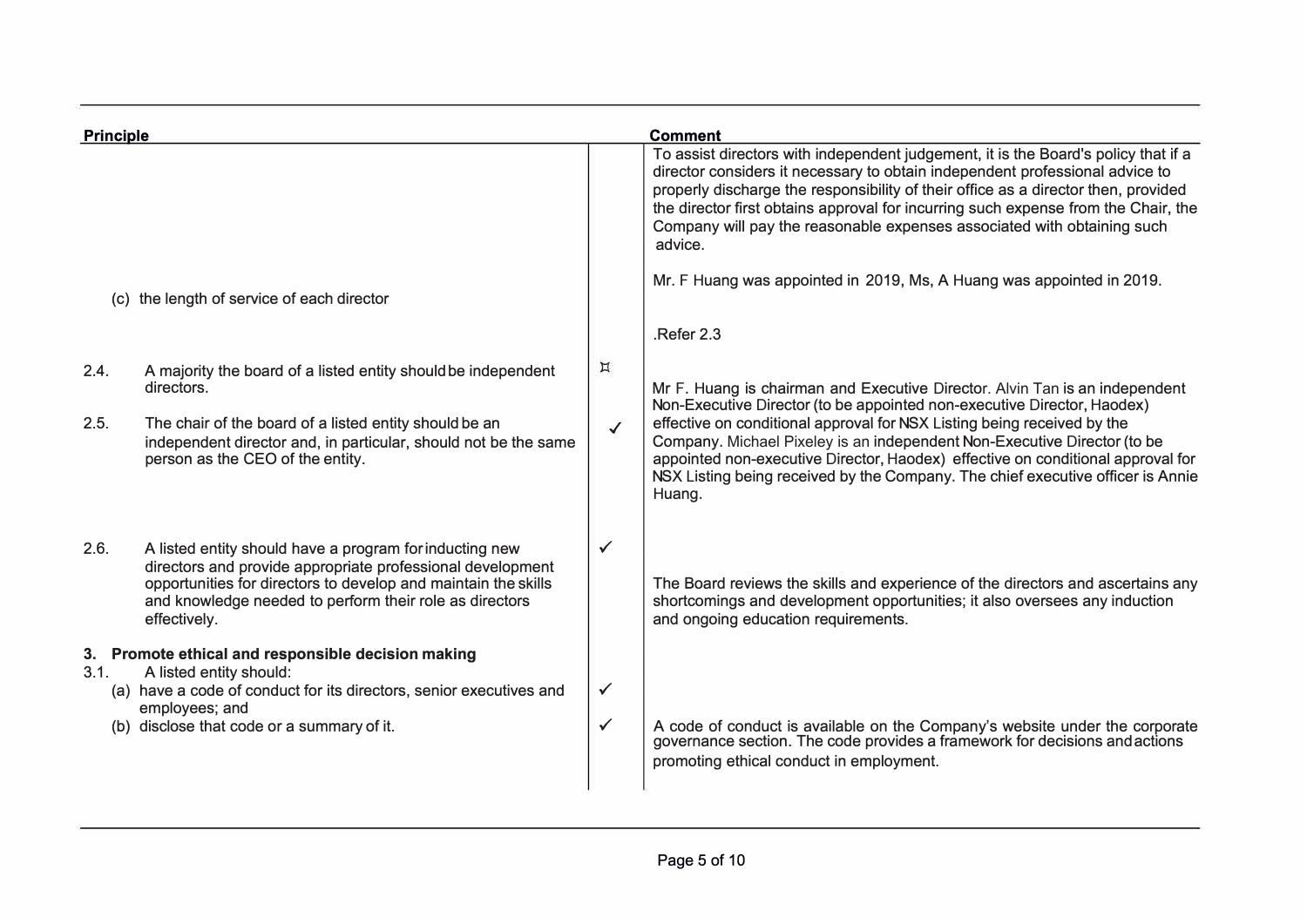| Principle | | Comment |
|---|---|---|
| | | To assist directors with independent judgement, it is the Board's policy that if a director considers it necessary to obtain independent professional advice to properly discharge the responsibility of their office as a director then, provided the director first obtains approval for incurring such expense from the Chair, the Company will pay the reasonable expenses associated with obtaining such advice. |
| (c) the length of service of each director | | Mr. F Huang was appointed in 2019, Ms, A Huang was appointed in 2019. |
| | | .Refer 2.3 |
| 2.4. A majority the board of a listed entity should be independent directors. | ⌑ | Mr F. Huang is chairman and Executive Director. Alvin Tan is an independent Non-Executive Director (to be appointed non-executive Director, Haodex) effective on conditional approval for NSX Listing being received by the Company. Michael Pixeley is an independent Non-Executive Director (to be appointed non-executive Director, Haodex) effective on conditional approval for NSX Listing being received by the Company. The chief executive officer is Annie Huang. |
| 2.5. The chair of the board of a listed entity should be an independent director and, in particular, should not be the same person as the CEO of the entity. | ✓ | |
| 2.6. A listed entity should have a program for inducting new directors and provide appropriate professional development opportunities for directors to develop and maintain the skills and knowledge needed to perform their role as directors effectively. | ✓ | The Board reviews the skills and experience of the directors and ascertains any shortcomings and development opportunities; it also oversees any induction and ongoing education requirements. |
| **3. Promote ethical and responsible decision making** | | |
| 3.1. A listed entity should: | | |
| (a) have a code of conduct for its directors, senior executives and employees; and | ✓ | |
| (b) disclose that code or a summary of it. | ✓ | A code of conduct is available on the Company's website under the corporate governance section. The code provides a framework for decisions and actions promoting ethical conduct in employment. |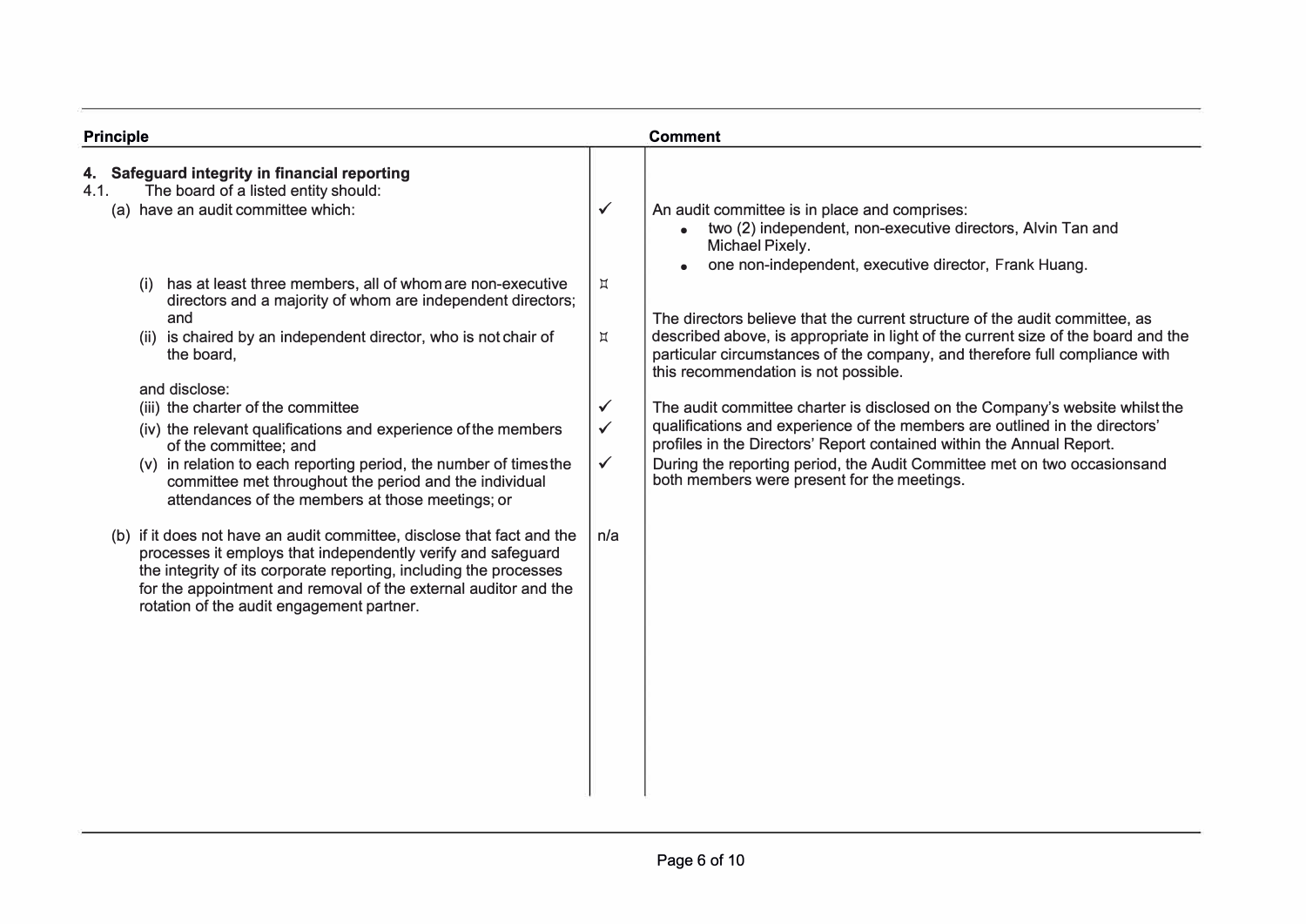| Principle | | Comment |
| --- | --- | --- |
| **4. Safeguard integrity in financial reporting** | | |
| 4.1. The board of a listed entity should: | | |
| (a) have an audit committee which: | ✓ | An audit committee is in place and comprises:<br>• two (2) independent, non-executive directors, Alvin Tan and Michael Pixely.<br>• one non-independent, executive director, Frank Huang. |
| (i) has at least three members, all of whom are non-executive directors and a majority of whom are independent directors; and | ⌑ | |
| (ii) is chaired by an independent director, who is not chair of the board, | ⌑ | The directors believe that the current structure of the audit committee, as described above, is appropriate in light of the current size of the board and the particular circumstances of the company, and therefore full compliance with this recommendation is not possible. |
| and disclose: | | |
| (iii) the charter of the committee | ✓ | The audit committee charter is disclosed on the Company's website whilst the qualifications and experience of the members are outlined in the directors' profiles in the Directors' Report contained within the Annual Report. |
| (iv) the relevant qualifications and experience of the members of the committee; and | ✓ | |
| (v) in relation to each reporting period, the number of times the committee met throughout the period and the individual attendances of the members at those meetings; or | ✓ | During the reporting period, the Audit Committee met on two occasions and both members were present for the meetings. |
| (b) if it does not have an audit committee, disclose that fact and the processes it employs that independently verify and safeguard the integrity of its corporate reporting, including the processes for the appointment and removal of the external auditor and the rotation of the audit engagement partner. | n/a | |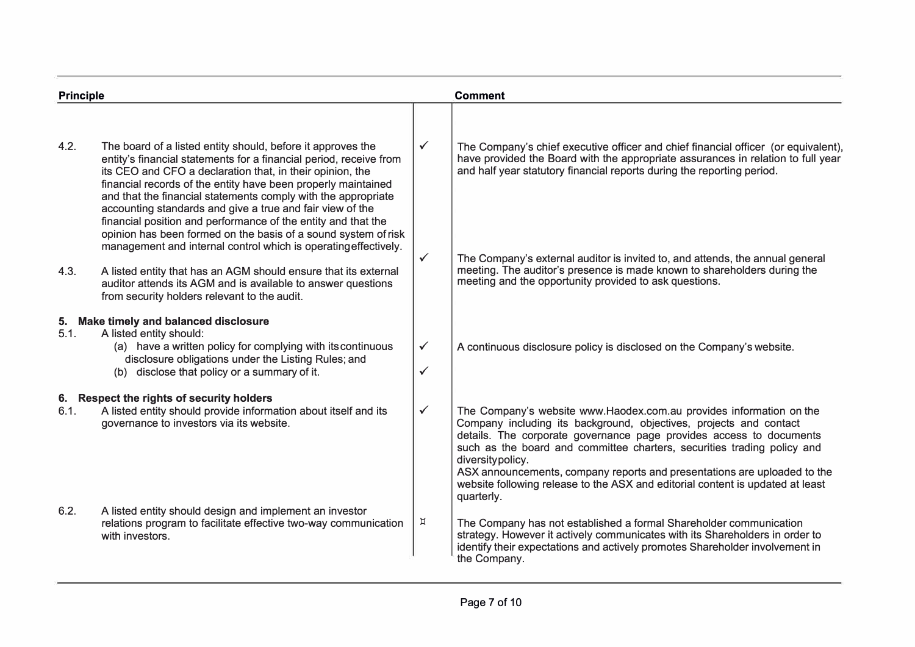| Principle | | | Comment |
|---|---|---|---|
| 4.2. | The board of a listed entity should, before it approves the entity's financial statements for a financial period, receive from its CEO and CFO a declaration that, in their opinion, the financial records of the entity have been properly maintained and that the financial statements comply with the appropriate accounting standards and give a true and fair view of the financial position and performance of the entity and that the opinion has been formed on the basis of a sound system of risk management and internal control which is operating effectively. | ✓ | The Company's chief executive officer and chief financial officer (or equivalent), have provided the Board with the appropriate assurances in relation to full year and half year statutory financial reports during the reporting period. |
| 4.3. | A listed entity that has an AGM should ensure that its external auditor attends its AGM and is available to answer questions from security holders relevant to the audit. | ✓ | The Company's external auditor is invited to, and attends, the annual general meeting. The auditor's presence is made known to shareholders during the meeting and the opportunity provided to ask questions. |
| **5.** | **Make timely and balanced disclosure** | | |
| 5.1. | A listed entity should: | | |
| | (a) have a written policy for complying with its continuous disclosure obligations under the Listing Rules; and | ✓ | A continuous disclosure policy is disclosed on the Company's website. |
| | (b) disclose that policy or a summary of it. | ✓ | |
| **6.** | **Respect the rights of security holders** | | |
| 6.1. | A listed entity should provide information about itself and its governance to investors via its website. | ✓ | The Company's website www.Haodex.com.au provides information on the Company including its background, objectives, projects and contact details. The corporate governance page provides access to documents such as the board and committee charters, securities trading policy and diversity policy.<br>ASX announcements, company reports and presentations are uploaded to the website following release to the ASX and editorial content is updated at least quarterly. |
| 6.2. | A listed entity should design and implement an investor relations program to facilitate effective two-way communication with investors. | ⌑ | The Company has not established a formal Shareholder communication strategy. However it actively communicates with its Shareholders in order to identify their expectations and actively promotes Shareholder involvement in the Company. |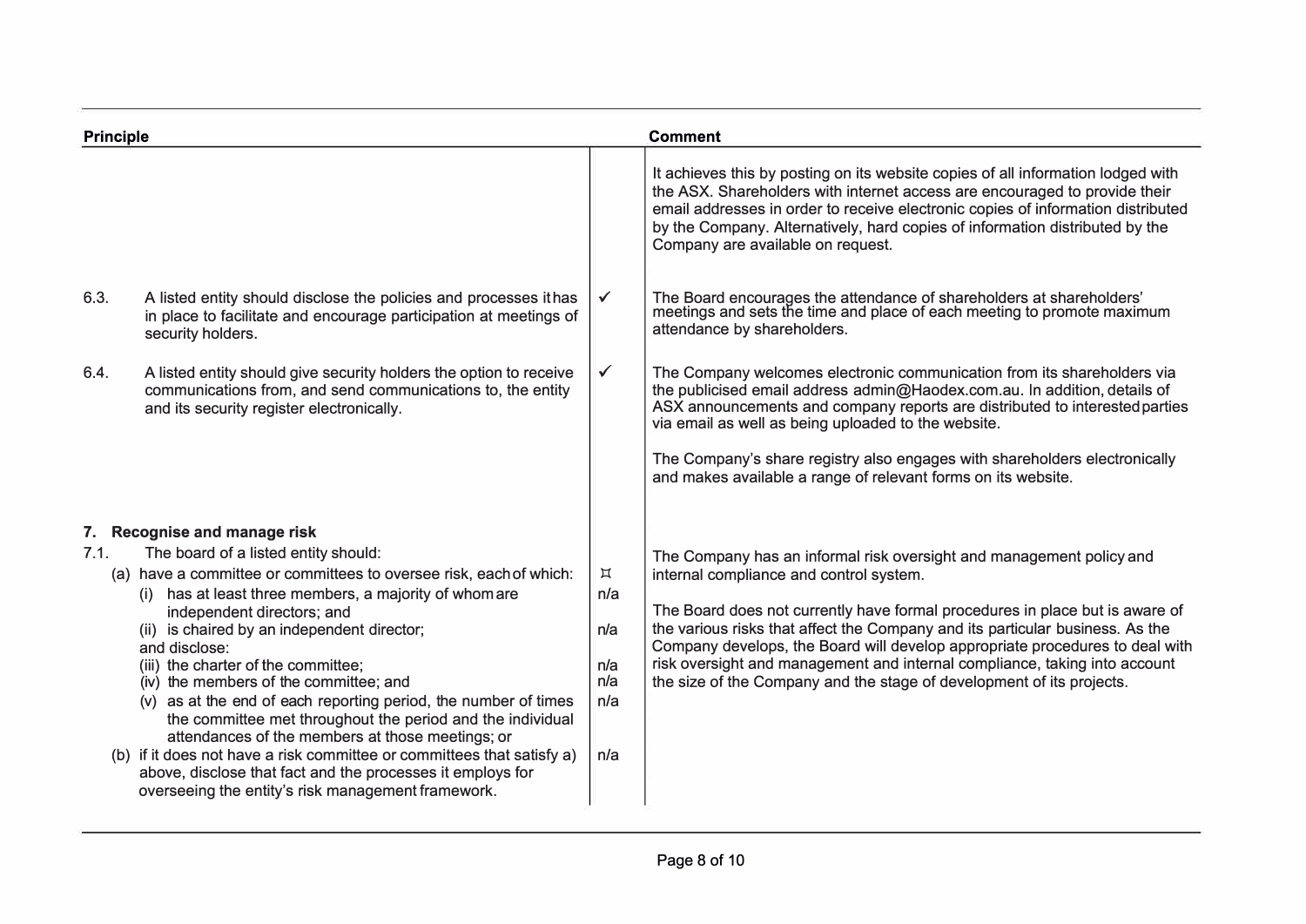| Principle | | | Comment |
|---|---|---|---|
| | | | It achieves this by posting on its website copies of all information lodged with the ASX. Shareholders with internet access are encouraged to provide their email addresses in order to receive electronic copies of information distributed by the Company. Alternatively, hard copies of information distributed by the Company are available on request. |
| 6.3. | A listed entity should disclose the policies and processes it has in place to facilitate and encourage participation at meetings of security holders. | ✓ | The Board encourages the attendance of shareholders at shareholders' meetings and sets the time and place of each meeting to promote maximum attendance by shareholders. |
| 6.4. | A listed entity should give security holders the option to receive communications from, and send communications to, the entity and its security register electronically. | ✓ | The Company welcomes electronic communication from its shareholders via the publicised email address admin@Haodex.com.au. In addition, details of ASX announcements and company reports are distributed to interested parties via email as well as being uploaded to the website.<br><br>The Company's share registry also engages with shareholders electronically and makes available a range of relevant forms on its website. |
| **7.** | **Recognise and manage risk** | | |
| 7.1. | The board of a listed entity should: | | The Company has an informal risk oversight and management policy and internal compliance and control system.<br><br>The Board does not currently have formal procedures in place but is aware of the various risks that affect the Company and its particular business. As the Company develops, the Board will develop appropriate procedures to deal with risk oversight and management and internal compliance, taking into account the size of the Company and the stage of development of its projects. |
| | (a) have a committee or committees to oversee risk, each of which: | ⌑ | |
| | (i) has at least three members, a majority of whom are independent directors; and | n/a | |
| | (ii) is chaired by an independent director; | n/a | |
| | and disclose: | | |
| | (iii) the charter of the committee; | n/a | |
| | (iv) the members of the committee; and | n/a | |
| | (v) as at the end of each reporting period, the number of times the committee met throughout the period and the individual attendances of the members at those meetings; or | n/a | |
| | (b) if it does not have a risk committee or committees that satisfy a) above, disclose that fact and the processes it employs for overseeing the entity's risk management framework. | n/a | |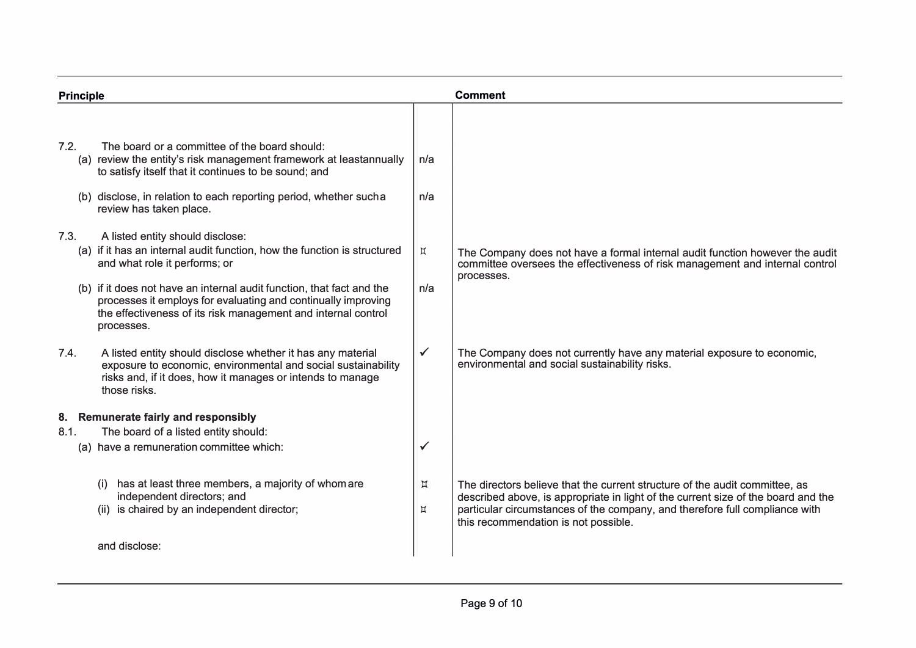| Principle | | Comment |
|---|---|---|
| 7.2. The board or a committee of the board should: | | |
| (a) review the entity's risk management framework at leastannually to satisfy itself that it continues to be sound; and | n/a | |
| (b) disclose, in relation to each reporting period, whether sucha review has taken place. | n/a | |
| 7.3. A listed entity should disclose: | | |
| (a) if it has an internal audit function, how the function is structured and what role it performs; or | ⌑ | The Company does not have a formal internal audit function however the audit committee oversees the effectiveness of risk management and internal control processes. |
| (b) if it does not have an internal audit function, that fact and the processes it employs for evaluating and continually improving the effectiveness of its risk management and internal control processes. | n/a | |
| 7.4. A listed entity should disclose whether it has any material exposure to economic, environmental and social sustainability risks and, if it does, how it manages or intends to manage those risks. | ✓ | The Company does not currently have any material exposure to economic, environmental and social sustainability risks. |
| **8. Remunerate fairly and responsibly** | | |
| 8.1. The board of a listed entity should: | | |
| (a) have a remuneration committee which: | ✓ | |
| (i) has at least three members, a majority of whom are independent directors; and | ⌑ | The directors believe that the current structure of the audit committee, as described above, is appropriate in light of the current size of the board and the particular circumstances of the company, and therefore full compliance with this recommendation is not possible. |
| (ii) is chaired by an independent director; | ⌑ | |
| and disclose: | | |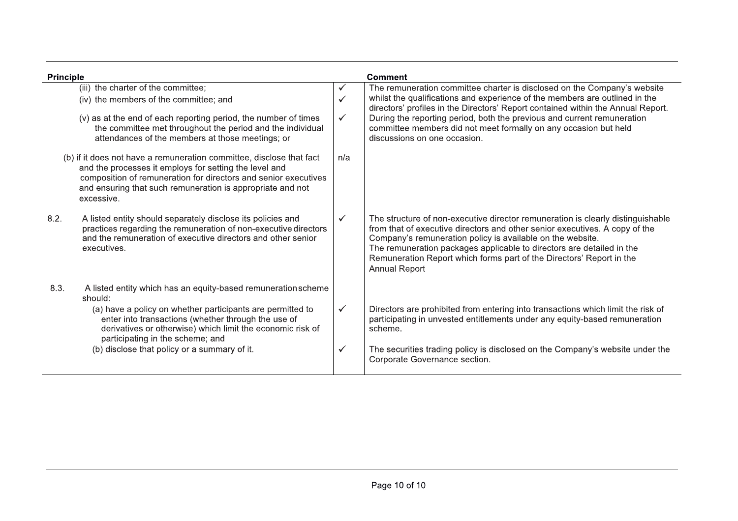| Principle | | Comment |
|---|---|---|
| (iii) the charter of the committee; | ✓ | The remuneration committee charter is disclosed on the Company's website whilst the qualifications and experience of the members are outlined in the directors' profiles in the Directors' Report contained within the Annual Report. During the reporting period, both the previous and current remuneration committee members did not meet formally on any occasion but held discussions on one occasion. |
| (iv) the members of the committee; and | ✓ | |
| (v) as at the end of each reporting period, the number of times the committee met throughout the period and the individual attendances of the members at those meetings; or | ✓ | |
| (b) if it does not have a remuneration committee, disclose that fact and the processes it employs for setting the level and composition of remuneration for directors and senior executives and ensuring that such remuneration is appropriate and not excessive. | n/a | |
| 8.2. A listed entity should separately disclose its policies and practices regarding the remuneration of non-executive directors and the remuneration of executive directors and other senior executives. | ✓ | The structure of non-executive director remuneration is clearly distinguishable from that of executive directors and other senior executives. A copy of the Company's remuneration policy is available on the website.<br>The remuneration packages applicable to directors are detailed in the Remuneration Report which forms part of the Directors' Report in the Annual Report |
| 8.3. A listed entity which has an equity-based remuneration scheme should: | | |
| (a) have a policy on whether participants are permitted to enter into transactions (whether through the use of derivatives or otherwise) which limit the economic risk of participating in the scheme; and | ✓ | Directors are prohibited from entering into transactions which limit the risk of participating in unvested entitlements under any equity-based remuneration scheme. |
| (b) disclose that policy or a summary of it. | ✓ | The securities trading policy is disclosed on the Company's website under the Corporate Governance section. |